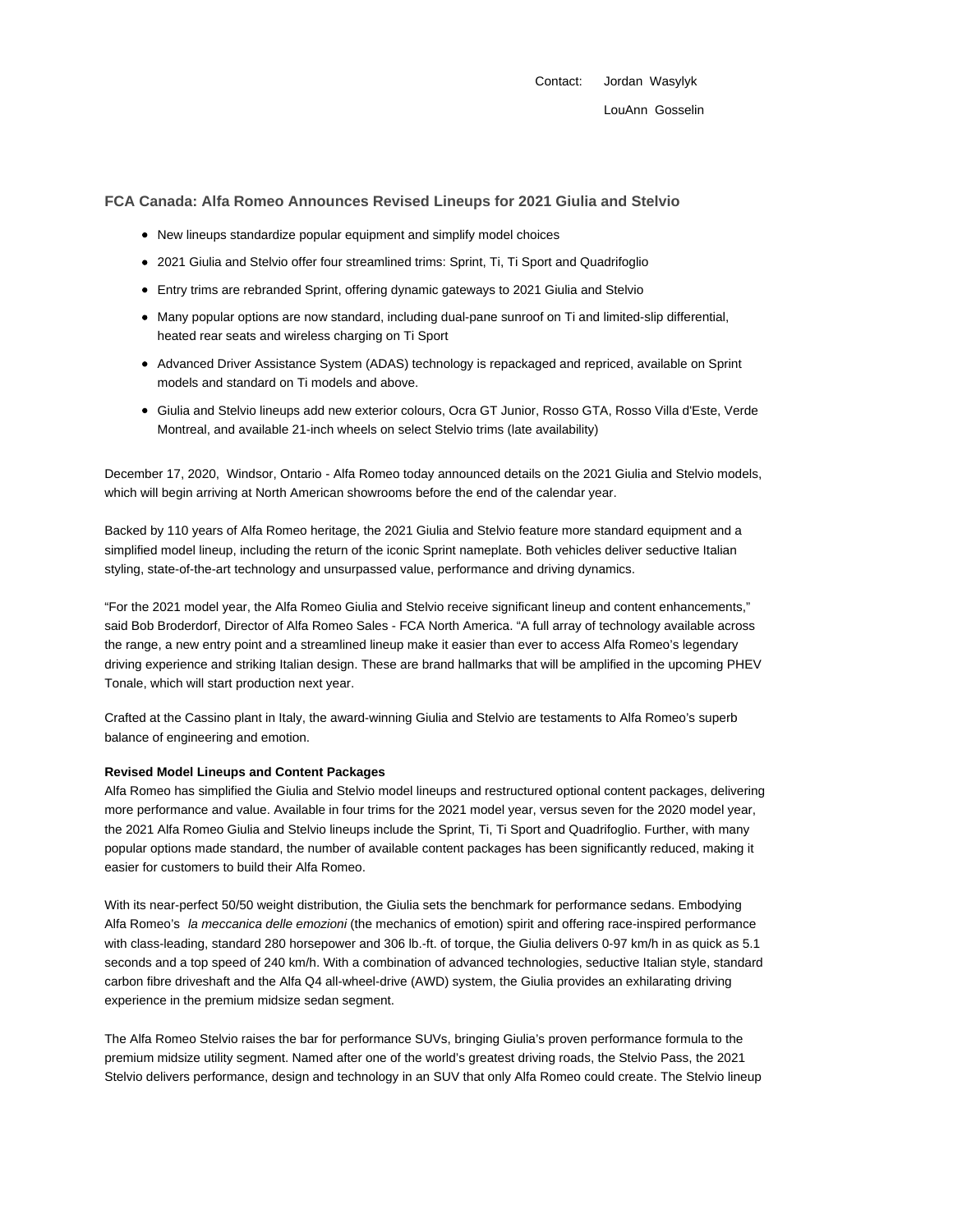Contact: Jordan Wasylyk

LouAnn Gosselin

## FCA Canada: Alfa Romeo Announces Revised Lineups for 2021 Giulia and Stelvio

- New lineups standardize popular equipment and simplify model choices
- 2021 Giulia and Stelvio offer four streamlined trims: Sprint, Ti, Ti Sport and Quadrifoglio
- Entry trims are rebranded Sprint, offering dynamic gateways to 2021 Giulia and Stelvio
- Many popular options are now standard, including dual-pane sunroof on Ti and limited-slip differential, heated rear seats and wireless charging on Ti Sport
- Advanced Driver Assistance System (ADAS) technology is repackaged and repriced, available on Sprint models and standard on Ti models and above.
- Giulia and Stelvio lineups add new exterior colours, Ocra GT Junior, Rosso GTA, Rosso Villa d'Este, Verde Montreal, and available 21-inch wheels on select Stelvio trims (late availability)

December 17, 2020, Windsor, Ontario - Alfa Romeo today announced details on the 2021 Giulia and Stelvio models, which will begin arriving at North American showrooms before the end of the calendar year.

Backed by 110 years of Alfa Romeo heritage, the 2021 Giulia and Stelvio feature more standard equipment and a simplified model lineup, including the return of the iconic Sprint nameplate. Both vehicles deliver seductive Italian styling, state-of-the-art technology and unsurpassed value, performance and driving dynamics.

"For the 2021 model year, the Alfa Romeo Giulia and Stelvio receive significant lineup and content enhancements," said Bob Broderdorf, Director of Alfa Romeo Sales - FCA North America. "A full array of technology available across the range, a new entry point and a streamlined lineup make it easier than ever to access Alfa Romeo's legendary driving experience and striking Italian design. These are brand hallmarks that will be amplified in the upcoming PHEV Tonale, which will start production next year.

Crafted at the Cassino plant in Italy, the award-winning Giulia and Stelvio are testaments to Alfa Romeo's superb balance of engineering and emotion.

**Revised Model Lineups and Content Packages**

Alfa Romeo has simplified the Giulia and Stelvio model lineups and restructured optional content packages, delivering more performance and value. Available in four trims for the 2021 model year, versus seven for the 2020 model year, the 2021 Alfa Romeo Giulia and Stelvio lineups include the Sprint, Ti, Ti Sport and Quadrifoglio. Further, with many popular options made standard, the number of available content packages has been significantly reduced, making it easier for customers to build their Alfa Romeo.

With its near-perfect 50/50 weight distribution, the Giulia sets the benchmark for performance sedans. Embodying Alfa Romeo's *la meccanica delle emozioni* (the mechanics of emotion) spirit and offering race-inspired performance with class-leading, standard 280 horsepower and 306 lb.-ft. of torque, the Giulia delivers 0-97 km/h in as quick as 5.1 seconds and a top speed of 240 km/h. With a combination of advanced technologies, seductive Italian style, standard carbon fibre driveshaft and the Alfa Q4 all-wheel-drive (AWD) system, the Giulia provides an exhilarating driving experience in the premium midsize sedan segment.

The Alfa Romeo Stelvio raises the bar for performance SUVs, bringing Giulia's proven performance formula to the premium midsize utility segment. Named after one of the world's greatest driving roads, the Stelvio Pass, the 2021 Stelvio delivers performance, design and technology in an SUV that only Alfa Romeo could create. The Stelvio lineup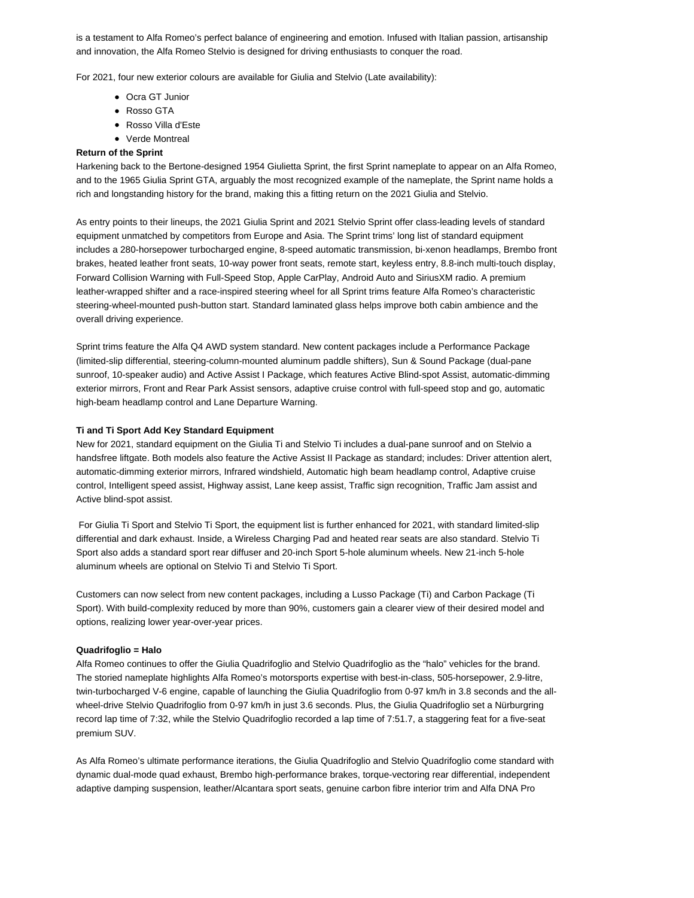is a testament to Alfa Romeo's perfect balance of engineering and emotion. Infused with Italian passion, artisanship and innovation, the Alfa Romeo Stelvio is designed for driving enthusiasts to conquer the road.

For 2021, four new exterior colours are available for Giulia and Stelvio (Late availability):

- Ocra GT Junior
- Rosso GTA
- Rosso Villa d'Este
- Verde Montreal

**Return of the Sprint**

Harkening back to the Bertone-designed 1954 Giulietta Sprint, the first Sprint nameplate to appear on an Alfa Romeo, and to the 1965 Giulia Sprint GTA, arguably the most recognized example of the nameplate, the Sprint name holds a rich and longstanding history for the brand, making this a fitting return on the 2021 Giulia and Stelvio.

As entry points to their lineups, the 2021 Giulia Sprint and 2021 Stelvio Sprint offer class-leading levels of standard equipment unmatched by competitors from Europe and Asia. The Sprint trims' long list of standard equipment includes a 280-horsepower turbocharged engine, 8-speed automatic transmission, bi-xenon headlamps, Brembo front brakes, heated leather front seats, 10-way power front seats, remote start, keyless entry, 8.8-inch multi-touch display, Forward Collision Warning with Full-Speed Stop, Apple CarPlay, Android Auto and SiriusXM radio. A premium leather-wrapped shifter and a race-inspired steering wheel for all Sprint trims feature Alfa Romeo's characteristic steering-wheel-mounted push-button start. Standard laminated glass helps improve both cabin ambience and the overall driving experience.

Sprint trims feature the Alfa Q4 AWD system standard. New content packages include a Performance Package (limited-slip differential, steering-column-mounted aluminum paddle shifters), Sun & Sound Package (dual-pane sunroof, 10-speaker audio) and Active Assist I Package, which features Active Blind-spot Assist, automatic-dimming exterior mirrors, Front and Rear Park Assist sensors, adaptive cruise control with full-speed stop and go, automatic high-beam headlamp control and Lane Departure Warning.

**Ti and Ti Sport Add Key Standard Equipment**

New for 2021, standard equipment on the Giulia Ti and Stelvio Ti includes a dual-pane sunroof and on Stelvio a handsfree liftgate. Both models also feature the Active Assist II Package as standard; includes: Driver attention alert, automatic-dimming exterior mirrors, Infrared windshield, Automatic high beam headlamp control, Adaptive cruise control, Intelligent speed assist, Highway assist, Lane keep assist, Traffic sign recognition, Traffic Jam assist and Active blind-spot assist.

For Giulia Ti Sport and Stelvio Ti Sport, the equipment list is further enhanced for 2021, with standard limited-slip differential and dark exhaust. Inside, a Wireless Charging Pad and heated rear seats are also standard. Stelvio Ti Sport also adds a standard sport rear diffuser and 20-inch Sport 5-hole aluminum wheels. New 21-inch 5-hole aluminum wheels are optional on Stelvio Ti and Stelvio Ti Sport.

Customers can now select from new content packages, including a Lusso Package (Ti) and Carbon Package (Ti Sport). With build-complexity reduced by more than 90%, customers gain a clearer view of their desired model and options, realizing lower year-over-year prices.

**Quadrifoglio = Halo**

Alfa Romeo continues to offer the Giulia Quadrifoglio and Stelvio Quadrifoglio as the "halo" vehicles for the brand. The storied nameplate highlights Alfa Romeo's motorsports expertise with best-in-class, 505-horsepower, 2.9-litre, twin-turbocharged V-6 engine, capable of launching the Giulia Quadrifoglio from 0-97 km/h in 3.8 seconds and the all-wheel-drive Stelvio Quadrifoglio from 0-97 km/h in just 3.6 seconds. Plus, the Giulia Quadrifoglio set a Nürburgring record lap time of 7:32, while the Stelvio Quadrifoglio recorded a lap time of 7:51.7, a staggering feat for a five-seat premium SUV.

As Alfa Romeo's ultimate performance iterations, the Giulia Quadrifoglio and Stelvio Quadrifoglio come standard with dynamic dual-mode quad exhaust, Brembo high-performance brakes, torque-vectoring rear differential, independent adaptive damping suspension, leather/Alcantara sport seats, genuine carbon fibre interior trim and Alfa DNA Pro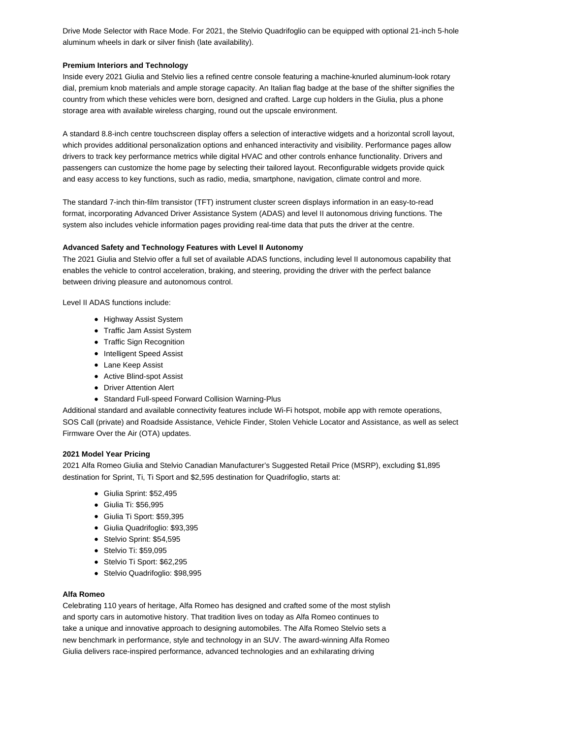Drive Mode Selector with Race Mode. For 2021, the Stelvio Quadrifoglio can be equipped with optional 21-inch 5-hole aluminum wheels in dark or silver finish (late availability).

**Premium Interiors and Technology**

Inside every 2021 Giulia and Stelvio lies a refined centre console featuring a machine-knurled aluminum-look rotary dial, premium knob materials and ample storage capacity. An Italian flag badge at the base of the shifter signifies the country from which these vehicles were born, designed and crafted. Large cup holders in the Giulia, plus a phone storage area with available wireless charging, round out the upscale environment.

A standard 8.8-inch centre touchscreen display offers a selection of interactive widgets and a horizontal scroll layout, which provides additional personalization options and enhanced interactivity and visibility. Performance pages allow drivers to track key performance metrics while digital HVAC and other controls enhance functionality. Drivers and passengers can customize the home page by selecting their tailored layout. Reconfigurable widgets provide quick and easy access to key functions, such as radio, media, smartphone, navigation, climate control and more.

The standard 7-inch thin-film transistor (TFT) instrument cluster screen displays information in an easy-to-read format, incorporating Advanced Driver Assistance System (ADAS) and level II autonomous driving functions. The system also includes vehicle information pages providing real-time data that puts the driver at the centre.

**Advanced Safety and Technology Features with Level II Autonomy**

The 2021 Giulia and Stelvio offer a full set of available ADAS functions, including level II autonomous capability that enables the vehicle to control acceleration, braking, and steering, providing the driver with the perfect balance between driving pleasure and autonomous control.

Level II ADAS functions include:

- Highway Assist System
- Traffic Jam Assist System
- Traffic Sign Recognition
- Intelligent Speed Assist
- Lane Keep Assist
- Active Blind-spot Assist
- Driver Attention Alert
- Standard Full-speed Forward Collision Warning-Plus

Additional standard and available connectivity features include Wi-Fi hotspot, mobile app with remote operations, SOS Call (private) and Roadside Assistance, Vehicle Finder, Stolen Vehicle Locator and Assistance, as well as select Firmware Over the Air (OTA) updates.

**2021 Model Year Pricing**

2021 Alfa Romeo Giulia and Stelvio Canadian Manufacturer's Suggested Retail Price (MSRP), excluding $1,895 destination for Sprint, Ti, Ti Sport and $2,595 destination for Quadrifoglio, starts at:

- Giulia Sprint: $52,495
- Giulia Ti: $56,995
- Giulia Ti Sport: $59,395
- Giulia Quadrifoglio: $93,395
- Stelvio Sprint: $54,595
- Stelvio Ti: $59,095
- Stelvio Ti Sport: $62,295
- Stelvio Quadrifoglio: $98,995

**Alfa Romeo**

Celebrating 110 years of heritage, Alfa Romeo has designed and crafted some of the most stylish and sporty cars in automotive history. That tradition lives on today as Alfa Romeo continues to take a unique and innovative approach to designing automobiles. The Alfa Romeo Stelvio sets a new benchmark in performance, style and technology in an SUV. The award-winning Alfa Romeo Giulia delivers race-inspired performance, advanced technologies and an exhilarating driving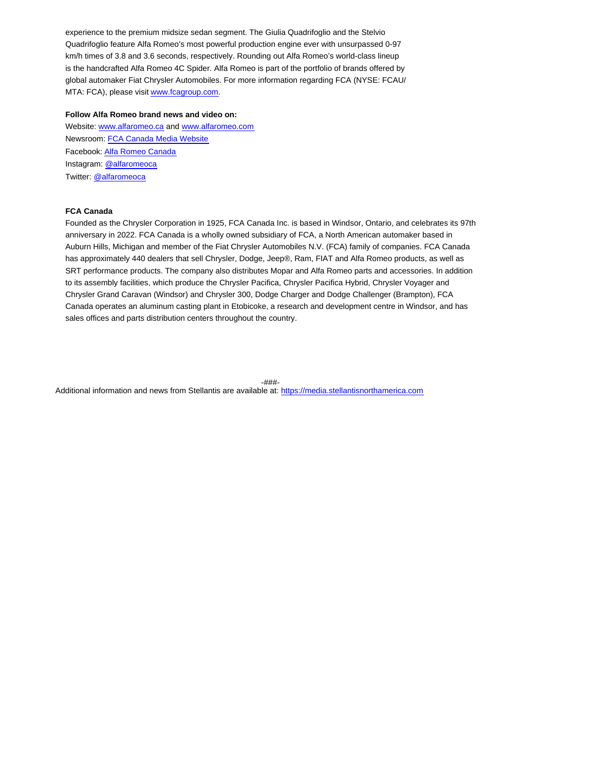experience to the premium midsize sedan segment. The Giulia Quadrifoglio and the Stelvio Quadrifoglio feature Alfa Romeo's most powerful production engine ever with unsurpassed 0-97 km/h times of 3.8 and 3.6 seconds, respectively. Rounding out Alfa Romeo's world-class lineup is the handcrafted Alfa Romeo 4C Spider. Alfa Romeo is part of the portfolio of brands offered by global automaker Fiat Chrysler Automobiles. For more information regarding FCA (NYSE: FCAU/ MTA: FCA), please visit [www.fcagroup.com](www.fcagroup.com).

**Follow Alfa Romeo brand news and video on:**

Website: [www.alfaromeo.ca](www.alfaromeo.ca) and [www.alfaromeo.com](www.alfaromeo.com)
Newsroom: FCA Canada Media Website
Facebook: Alfa Romeo Canada
Instagram: @alfaromeoca
Twitter: @alfaromeoca

**FCA Canada**

Founded as the Chrysler Corporation in 1925, FCA Canada Inc. is based in Windsor, Ontario, and celebrates its 97th anniversary in 2022. FCA Canada is a wholly owned subsidiary of FCA, a North American automaker based in Auburn Hills, Michigan and member of the Fiat Chrysler Automobiles N.V. (FCA) family of companies. FCA Canada has approximately 440 dealers that sell Chrysler, Dodge, Jeep®, Ram, FIAT and Alfa Romeo products, as well as SRT performance products. The company also distributes Mopar and Alfa Romeo parts and accessories. In addition to its assembly facilities, which produce the Chrysler Pacifica, Chrysler Pacifica Hybrid, Chrysler Voyager and Chrysler Grand Caravan (Windsor) and Chrysler 300, Dodge Charger and Dodge Challenger (Brampton), FCA Canada operates an aluminum casting plant in Etobicoke, a research and development centre in Windsor, and has sales offices and parts distribution centers throughout the country.

-###-

Additional information and news from Stellantis are available at: [https://media.stellantisnorthamerica.com](https://media.stellantisnorthamerica.com)